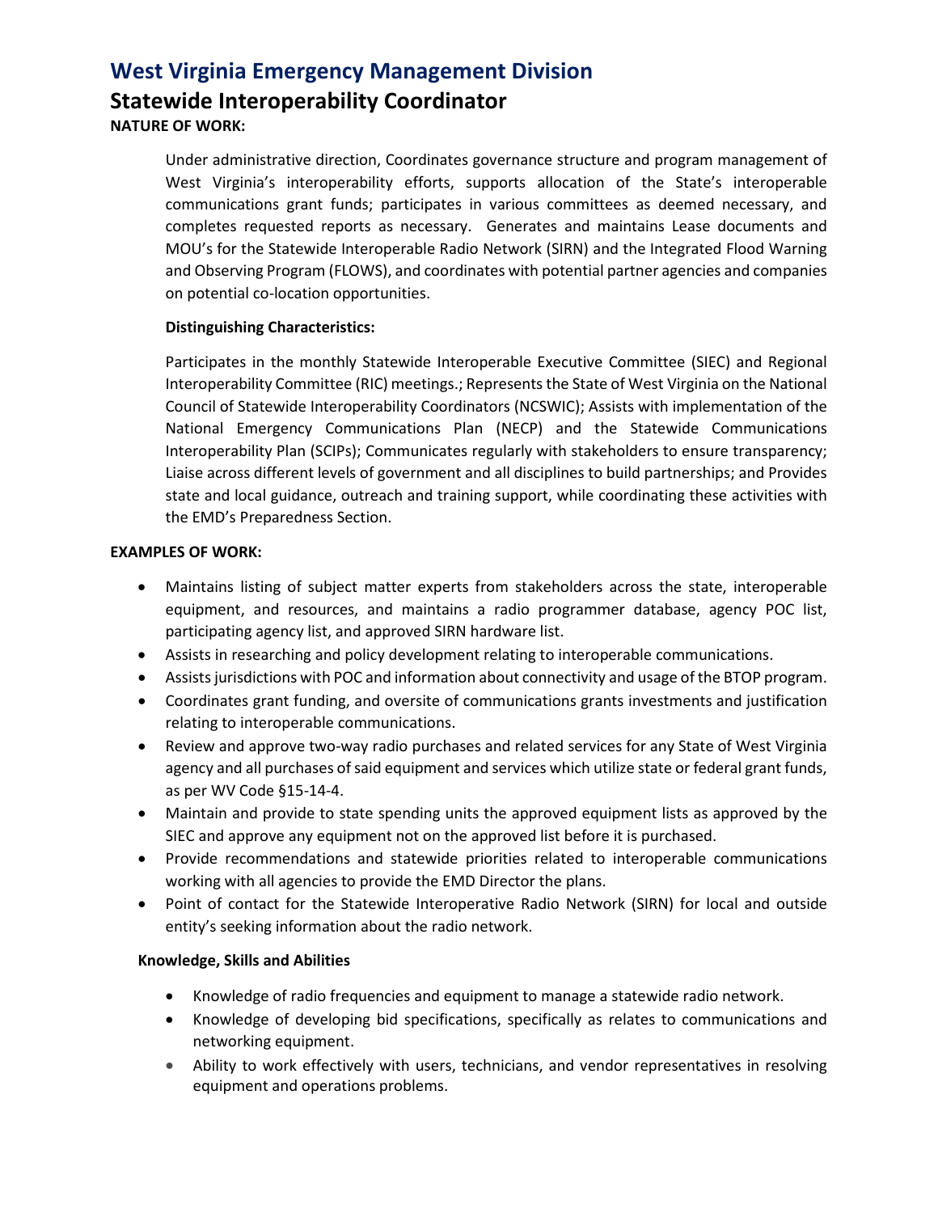# West Virginia Emergency Management Division

## Statewide Interoperability Coordinator

**NATURE OF WORK:**

Under administrative direction, Coordinates governance structure and program management of West Virginia's interoperability efforts, supports allocation of the State's interoperable communications grant funds; participates in various committees as deemed necessary, and completes requested reports as necessary. Generates and maintains Lease documents and MOU's for the Statewide Interoperable Radio Network (SIRN) and the Integrated Flood Warning and Observing Program (FLOWS), and coordinates with potential partner agencies and companies on potential co-location opportunities.

**Distinguishing Characteristics:**

Participates in the monthly Statewide Interoperable Executive Committee (SIEC) and Regional Interoperability Committee (RIC) meetings.; Represents the State of West Virginia on the National Council of Statewide Interoperability Coordinators (NCSWIC); Assists with implementation of the National Emergency Communications Plan (NECP) and the Statewide Communications Interoperability Plan (SCIPs); Communicates regularly with stakeholders to ensure transparency; Liaise across different levels of government and all disciplines to build partnerships; and Provides state and local guidance, outreach and training support, while coordinating these activities with the EMD's Preparedness Section.

**EXAMPLES OF WORK:**

- Maintains listing of subject matter experts from stakeholders across the state, interoperable equipment, and resources, and maintains a radio programmer database, agency POC list, participating agency list, and approved SIRN hardware list.
- Assists in researching and policy development relating to interoperable communications.
- Assists jurisdictions with POC and information about connectivity and usage of the BTOP program.
- Coordinates grant funding, and oversite of communications grants investments and justification relating to interoperable communications.
- Review and approve two-way radio purchases and related services for any State of West Virginia agency and all purchases of said equipment and services which utilize state or federal grant funds, as per WV Code §15-14-4.
- Maintain and provide to state spending units the approved equipment lists as approved by the SIEC and approve any equipment not on the approved list before it is purchased.
- Provide recommendations and statewide priorities related to interoperable communications working with all agencies to provide the EMD Director the plans.
- Point of contact for the Statewide Interoperative Radio Network (SIRN) for local and outside entity's seeking information about the radio network.

**Knowledge, Skills and Abilities**

- Knowledge of radio frequencies and equipment to manage a statewide radio network.
- Knowledge of developing bid specifications, specifically as relates to communications and networking equipment.
- Ability to work effectively with users, technicians, and vendor representatives in resolving equipment and operations problems.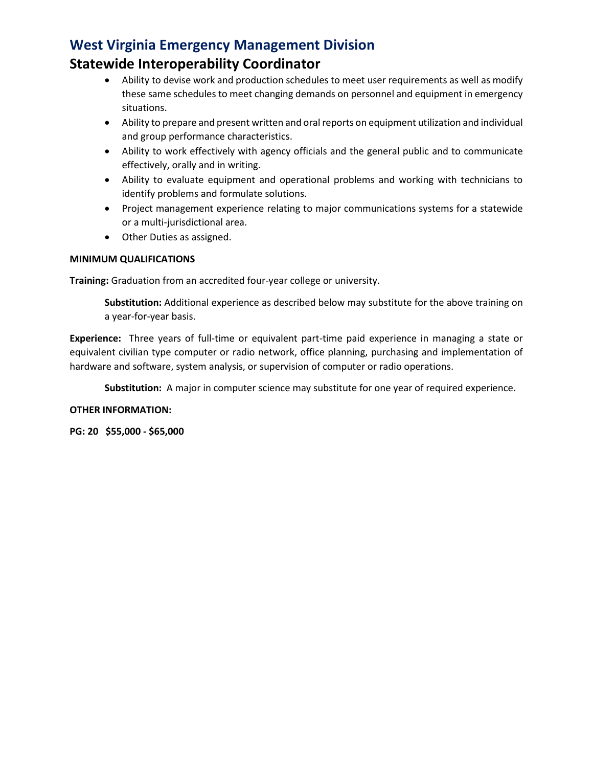# West Virginia Emergency Management Division

## Statewide Interoperability Coordinator

- Ability to devise work and production schedules to meet user requirements as well as modify these same schedules to meet changing demands on personnel and equipment in emergency situations.
- Ability to prepare and present written and oral reports on equipment utilization and individual and group performance characteristics.
- Ability to work effectively with agency officials and the general public and to communicate effectively, orally and in writing.
- Ability to evaluate equipment and operational problems and working with technicians to identify problems and formulate solutions.
- Project management experience relating to major communications systems for a statewide or a multi-jurisdictional area.
- Other Duties as assigned.

**MINIMUM QUALIFICATIONS**

**Training:** Graduation from an accredited four-year college or university.

> **Substitution:** Additional experience as described below may substitute for the above training on a year-for-year basis.

**Experience:** Three years of full-time or equivalent part-time paid experience in managing a state or equivalent civilian type computer or radio network, office planning, purchasing and implementation of hardware and software, system analysis, or supervision of computer or radio operations.

> **Substitution:** A major in computer science may substitute for one year of required experience.

**OTHER INFORMATION:**

**PG: 20 $55,000 - $65,000**